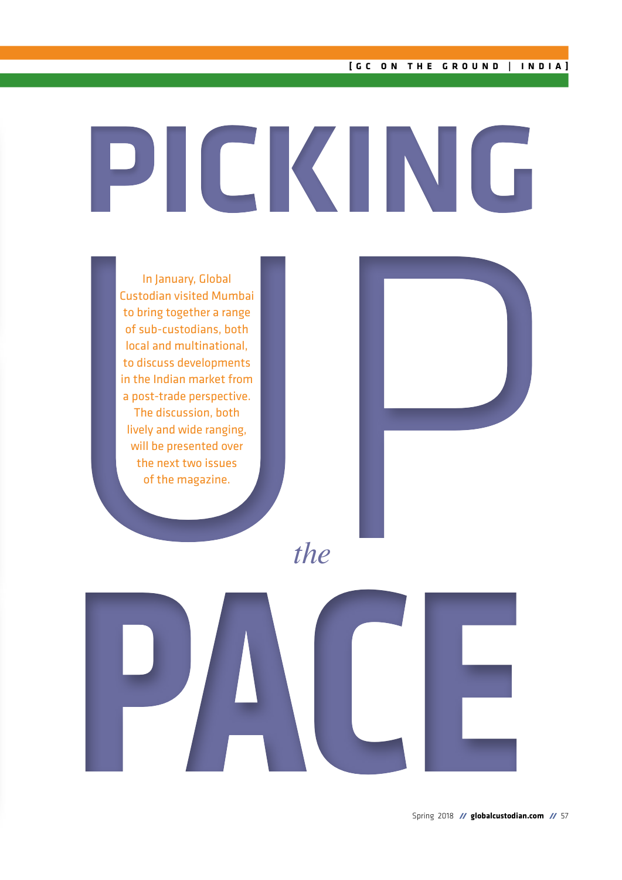# PICKING UP *the* PACE

In January, Global Custodian visited Mumbai to bring together a range of sub-custodians, both local and multinational, to discuss developments in the Indian market from a post-trade perspective. The discussion, both lively and wide ranging, will be presented over the next two issues of the magazine.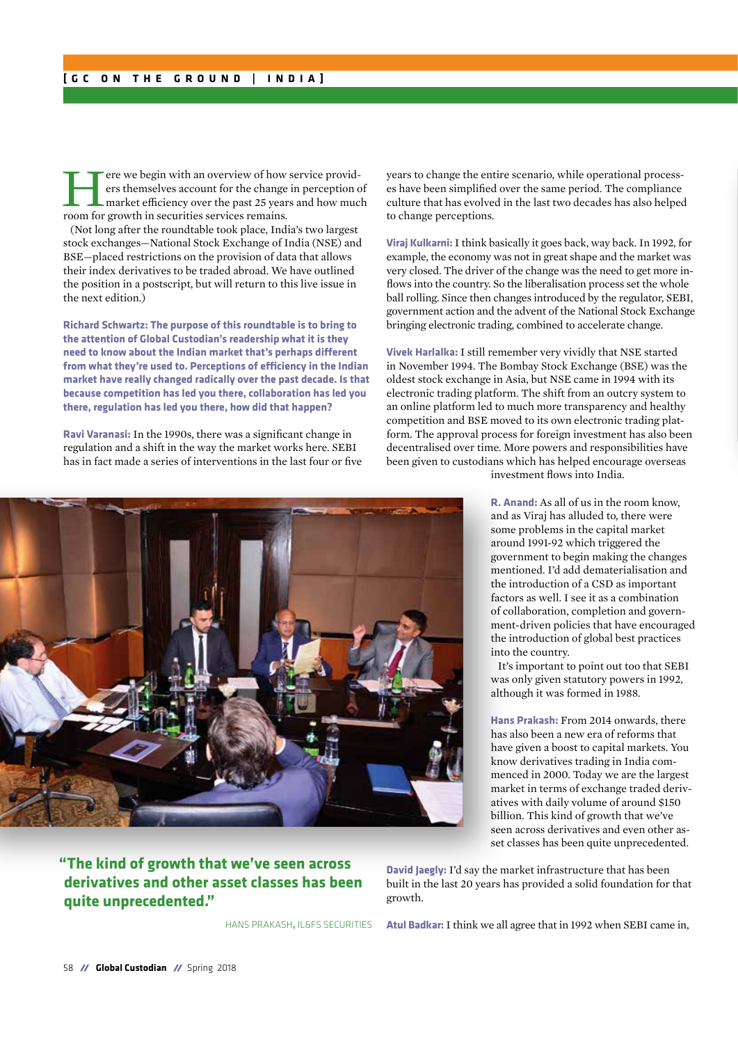Here we begin with an overview of how service providers themselves account for the change in perception of market efficiency over the past 25 years and how much room for growth in securities services remains.

(Not long after the roundtable took place, India's two largest stock exchanges—National Stock Exchange of India (NSE) and BSE—placed restrictions on the provision of data that allows their index derivatives to be traded abroad. We have outlined the position in a postscript, but will return to this live issue in the next edition.)

**Richard Schwartz: The purpose of this roundtable is to bring to the attention of Global Custodian's readership what it is they need to know about the Indian market that's perhaps different from what they're used to. Perceptions of efficiency in the Indian market have really changed radically over the past decade. Is that because competition has led you there, collaboration has led you there, regulation has led you there, how did that happen?**

**Ravi Varanasi:** In the 1990s, there was a significant change in regulation and a shift in the way the market works here. SEBI has in fact made a series of interventions in the last four or five years to change the entire scenario, while operational processes have been simplified over the same period. The compliance culture that has evolved in the last two decades has also helped to change perceptions.

**Viraj Kulkarni:** I think basically it goes back, way back. In 1992, for example, the economy was not in great shape and the market was very closed. The driver of the change was the need to get more inflows into the country. So the liberalisation process set the whole ball rolling. Since then changes introduced by the regulator, SEBI, government action and the advent of the National Stock Exchange bringing electronic trading, combined to accelerate change.

**Vivek Harlalka:** I still remember very vividly that NSE started in November 1994. The Bombay Stock Exchange (BSE) was the oldest stock exchange in Asia, but NSE came in 1994 with its electronic trading platform. The shift from an outcry system to an online platform led to much more transparency and healthy competition and BSE moved to its own electronic trading platform. The approval process for foreign investment has also been decentralised over time. More powers and responsibilities have been given to custodians which has helped encourage overseas investment flows into India.

**R. Anand:** As all of us in the room know, and as Viraj has alluded to, there were some problems in the capital market around 1991-92 which triggered the government to begin making the changes mentioned. I'd add dematerialisation and the introduction of a CSD as important factors as well. I see it as a combination of collaboration, completion and government-driven policies that have encouraged the introduction of global best practices into the country.

It's important to point out too that SEBI was only given statutory powers in 1992, although it was formed in 1988.

**Hans Prakash:** From 2014 onwards, there has also been a new era of reforms that have given a boost to capital markets. You know derivatives trading in India commenced in 2000. Today we are the largest market in terms of exchange traded derivatives with daily volume of around $150 billion. This kind of growth that we've seen across derivatives and even other asset classes has been quite unprecedented.

> **"The kind of growth that we've seen across derivatives and other asset classes has been quite unprecedented."**
>
> HANS PRAKASH, IL&FS SECURITIES

**David Jaegly:** I'd say the market infrastructure that has been built in the last 20 years has provided a solid foundation for that growth.

**Atul Badkar:** I think we all agree that in 1992 when SEBI came in,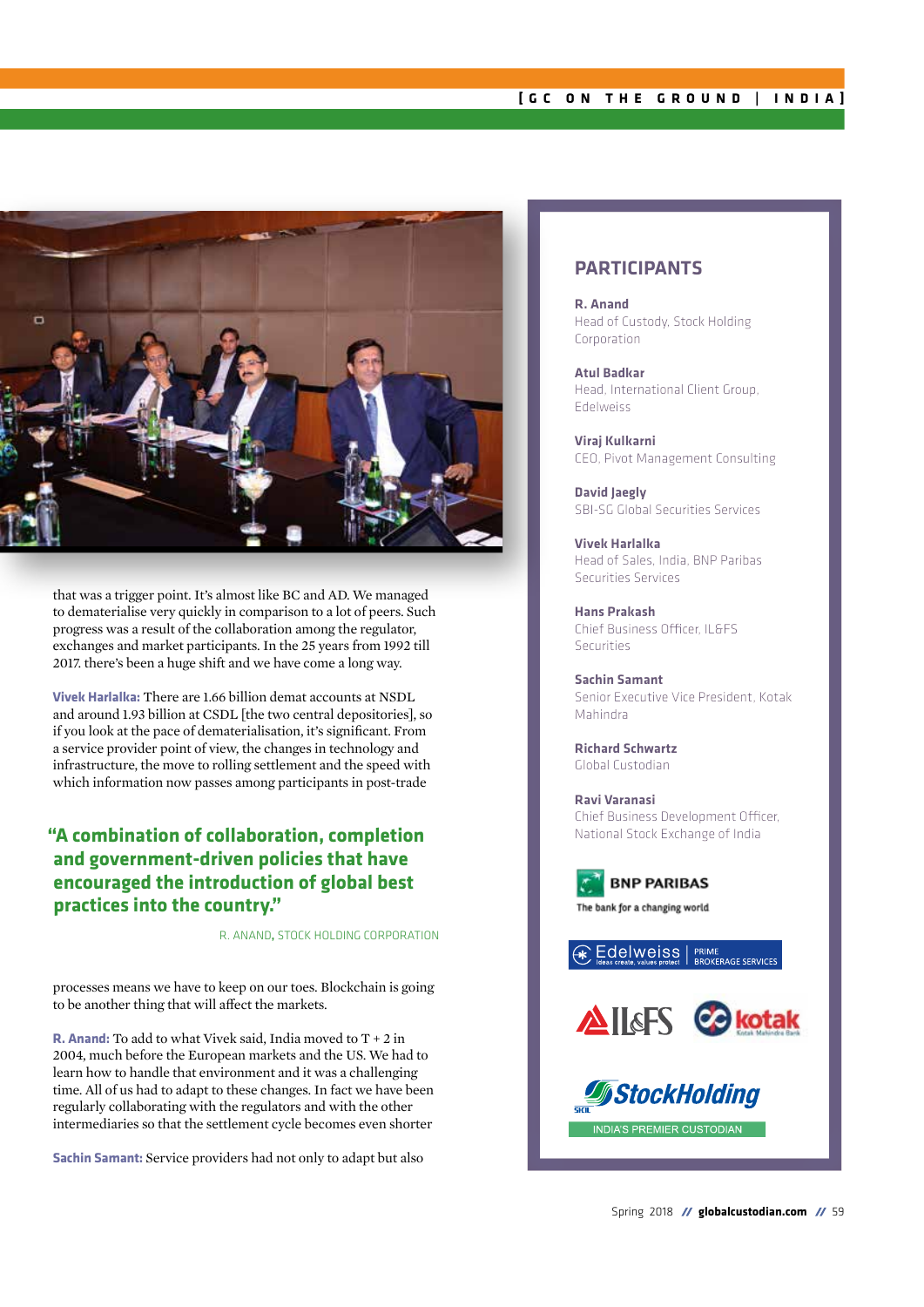that was a trigger point. It's almost like BC and AD. We managed to dematerialise very quickly in comparison to a lot of peers. Such progress was a result of the collaboration among the regulator, exchanges and market participants. In the 25 years from 1992 till 2017. there's been a huge shift and we have come a long way.

**Vivek Harlalka:** There are 1.66 billion demat accounts at NSDL and around 1.93 billion at CSDL [the two central depositories], so if you look at the pace of dematerialisation, it's significant. From a service provider point of view, the changes in technology and infrastructure, the move to rolling settlement and the speed with which information now passes among participants in post-trade

> **"A combination of collaboration, completion and government-driven policies that have encouraged the introduction of global best practices into the country."**
>
> R. ANAND, STOCK HOLDING CORPORATION

processes means we have to keep on our toes. Blockchain is going to be another thing that will affect the markets.

**R. Anand:** To add to what Vivek said, India moved to T + 2 in 2004, much before the European markets and the US. We had to learn how to handle that environment and it was a challenging time. All of us had to adapt to these changes. In fact we have been regularly collaborating with the regulators and with the other intermediaries so that the settlement cycle becomes even shorter

**Sachin Samant:** Service providers had not only to adapt but also

## PARTICIPANTS

**R. Anand**
Head of Custody, Stock Holding Corporation

**Atul Badkar**
Head, International Client Group, Edelweiss

**Viraj Kulkarni**
CEO, Pivot Management Consulting

**David Jaegly**
SBI-SG Global Securities Services

**Vivek Harlalka**
Head of Sales, India, BNP Paribas Securities Services

**Hans Prakash**
Chief Business Officer, IL&FS Securities

**Sachin Samant**
Senior Executive Vice President, Kotak Mahindra

**Richard Schwartz**
Global Custodian

**Ravi Varanasi**
Chief Business Development Officer, National Stock Exchange of India

BNP PARIBAS — The bank for a changing world

Edelweiss — Ideas create, values protect | PRIME BROKERAGE SERVICES

IL&FS

kotak — Kotak Mahindra Bank

SHCIL StockHolding — INDIA'S PREMIER CUSTODIAN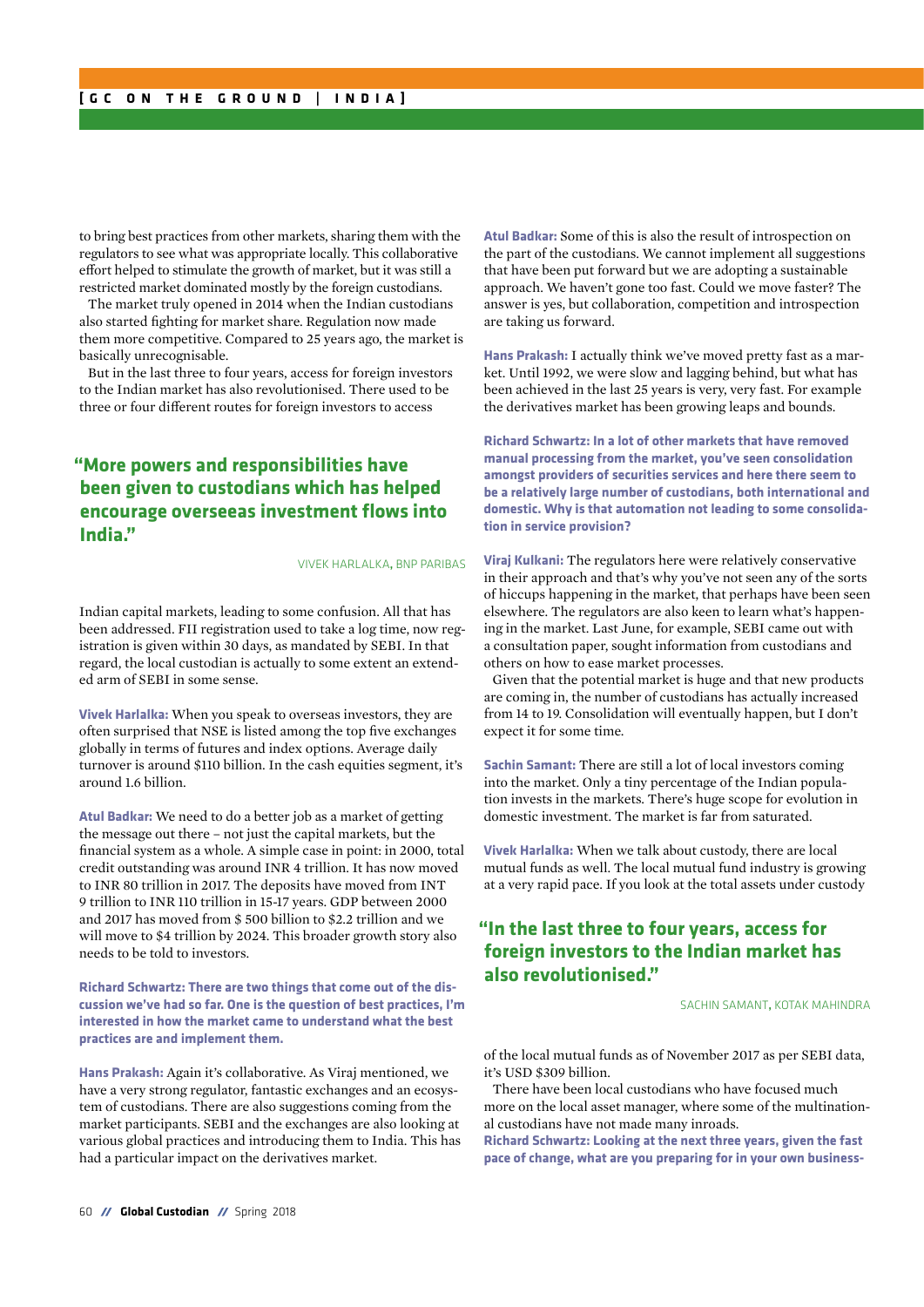to bring best practices from other markets, sharing them with the regulators to see what was appropriate locally. This collaborative effort helped to stimulate the growth of market, but it was still a restricted market dominated mostly by the foreign custodians.

The market truly opened in 2014 when the Indian custodians also started fighting for market share. Regulation now made them more competitive. Compared to 25 years ago, the market is basically unrecognisable.

But in the last three to four years, access for foreign investors to the Indian market has also revolutionised. There used to be three or four different routes for foreign investors to access Indian capital markets, leading to some confusion. All that has been addressed. FII registration used to take a log time, now registration is given within 30 days, as mandated by SEBI. In that regard, the local custodian is actually to some extent an extended arm of SEBI in some sense.

> **"More powers and responsibilities have been given to custodians which has helped encourage overseeas investment flows into India."**
>
> VIVEK HARLALKA, BNP PARIBAS

**Vivek Harlalka:** When you speak to overseas investors, they are often surprised that NSE is listed among the top five exchanges globally in terms of futures and index options. Average daily turnover is around $110 billion. In the cash equities segment, it's around 1.6 billion.

**Atul Badkar:** We need to do a better job as a market of getting the message out there – not just the capital markets, but the financial system as a whole. A simple case in point: in 2000, total credit outstanding was around INR 4 trillion. It has now moved to INR 80 trillion in 2017. The deposits have moved from INT 9 trillion to INR 110 trillion in 15-17 years. GDP between 2000 and 2017 has moved from $ 500 billion to $2.2 trillion and we will move to $4 trillion by 2024. This broader growth story also needs to be told to investors.

**Richard Schwartz: There are two things that come out of the discussion we've had so far. One is the question of best practices, I'm interested in how the market came to understand what the best practices are and implement them.**

**Hans Prakash:** Again it's collaborative. As Viraj mentioned, we have a very strong regulator, fantastic exchanges and an ecosystem of custodians. There are also suggestions coming from the market participants. SEBI and the exchanges are also looking at various global practices and introducing them to India. This has had a particular impact on the derivatives market.

**Atul Badkar:** Some of this is also the result of introspection on the part of the custodians. We cannot implement all suggestions that have been put forward but we are adopting a sustainable approach. We haven't gone too fast. Could we move faster? The answer is yes, but collaboration, competition and introspection are taking us forward.

**Hans Prakash:** I actually think we've moved pretty fast as a market. Until 1992, we were slow and lagging behind, but what has been achieved in the last 25 years is very, very fast. For example the derivatives market has been growing leaps and bounds.

**Richard Schwartz: In a lot of other markets that have removed manual processing from the market, you've seen consolidation amongst providers of securities services and here there seem to be a relatively large number of custodians, both international and domestic. Why is that automation not leading to some consolidation in service provision?**

**Viraj Kulkani:** The regulators here were relatively conservative in their approach and that's why you've not seen any of the sorts of hiccups happening in the market, that perhaps have been seen elsewhere. The regulators are also keen to learn what's happening in the market. Last June, for example, SEBI came out with a consultation paper, sought information from custodians and others on how to ease market processes.

Given that the potential market is huge and that new products are coming in, the number of custodians has actually increased from 14 to 19. Consolidation will eventually happen, but I don't expect it for some time.

**Sachin Samant:** There are still a lot of local investors coming into the market. Only a tiny percentage of the Indian population invests in the markets. There's huge scope for evolution in domestic investment. The market is far from saturated.

**Vivek Harlalka:** When we talk about custody, there are local mutual funds as well. The local mutual fund industry is growing at a very rapid pace. If you look at the total assets under custody of the local mutual funds as of November 2017 as per SEBI data, it's USD $309 billion.

> **"In the last three to four years, access for foreign investors to the Indian market has also revolutionised."**
>
> SACHIN SAMANT, KOTAK MAHINDRA

There have been local custodians who have focused much more on the local asset manager, where some of the multinational custodians have not made many inroads.

**Richard Schwartz: Looking at the next three years, given the fast pace of change, what are you preparing for in your own business-**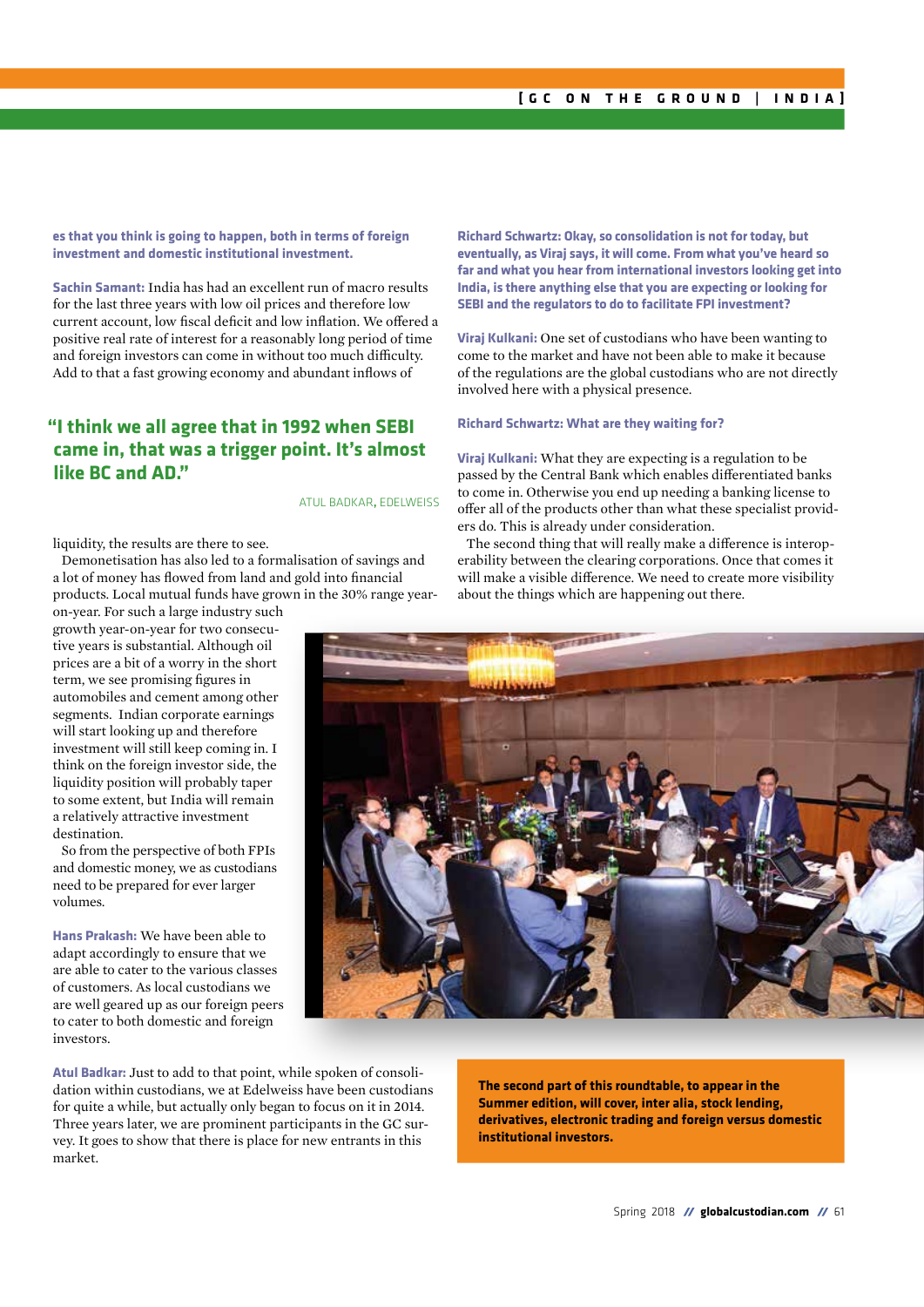**es that you think is going to happen, both in terms of foreign investment and domestic institutional investment.**

**Sachin Samant:** India has had an excellent run of macro results for the last three years with low oil prices and therefore low current account, low fiscal deficit and low inflation. We offered a positive real rate of interest for a reasonably long period of time and foreign investors can come in without too much difficulty. Add to that a fast growing economy and abundant inflows of liquidity, the results are there to see.

> **"I think we all agree that in 1992 when SEBI came in, that was a trigger point. It's almost like BC and AD."**
>
> ATUL BADKAR, EDELWEISS

Demonetisation has also led to a formalisation of savings and a lot of money has flowed from land and gold into financial products. Local mutual funds have grown in the 30% range year-on-year. For such a large industry such growth year-on-year for two consecutive years is substantial. Although oil prices are a bit of a worry in the short term, we see promising figures in automobiles and cement among other segments. Indian corporate earnings will start looking up and therefore investment will still keep coming in. I think on the foreign investor side, the liquidity position will probably taper to some extent, but India will remain a relatively attractive investment destination.

So from the perspective of both FPIs and domestic money, we as custodians need to be prepared for ever larger volumes.

**Hans Prakash:** We have been able to adapt accordingly to ensure that we are able to cater to the various classes of customers. As local custodians we are well geared up as our foreign peers to cater to both domestic and foreign investors.

**Atul Badkar:** Just to add to that point, while spoken of consolidation within custodians, we at Edelweiss have been custodians for quite a while, but actually only began to focus on it in 2014. Three years later, we are prominent participants in the GC survey. It goes to show that there is place for new entrants in this market.

**Richard Schwartz: Okay, so consolidation is not for today, but eventually, as Viraj says, it will come. From what you've heard so far and what you hear from international investors looking get into India, is there anything else that you are expecting or looking for SEBI and the regulators to do to facilitate FPI investment?**

**Viraj Kulkani:** One set of custodians who have been wanting to come to the market and have not been able to make it because of the regulations are the global custodians who are not directly involved here with a physical presence.

**Richard Schwartz: What are they waiting for?**

**Viraj Kulkani:** What they are expecting is a regulation to be passed by the Central Bank which enables differentiated banks to come in. Otherwise you end up needing a banking license to offer all of the products other than what these specialist providers do. This is already under consideration.

The second thing that will really make a difference is interoperability between the clearing corporations. Once that comes it will make a visible difference. We need to create more visibility about the things which are happening out there.

**The second part of this roundtable, to appear in the Summer edition, will cover, inter alia, stock lending, derivatives, electronic trading and foreign versus domestic institutional investors.**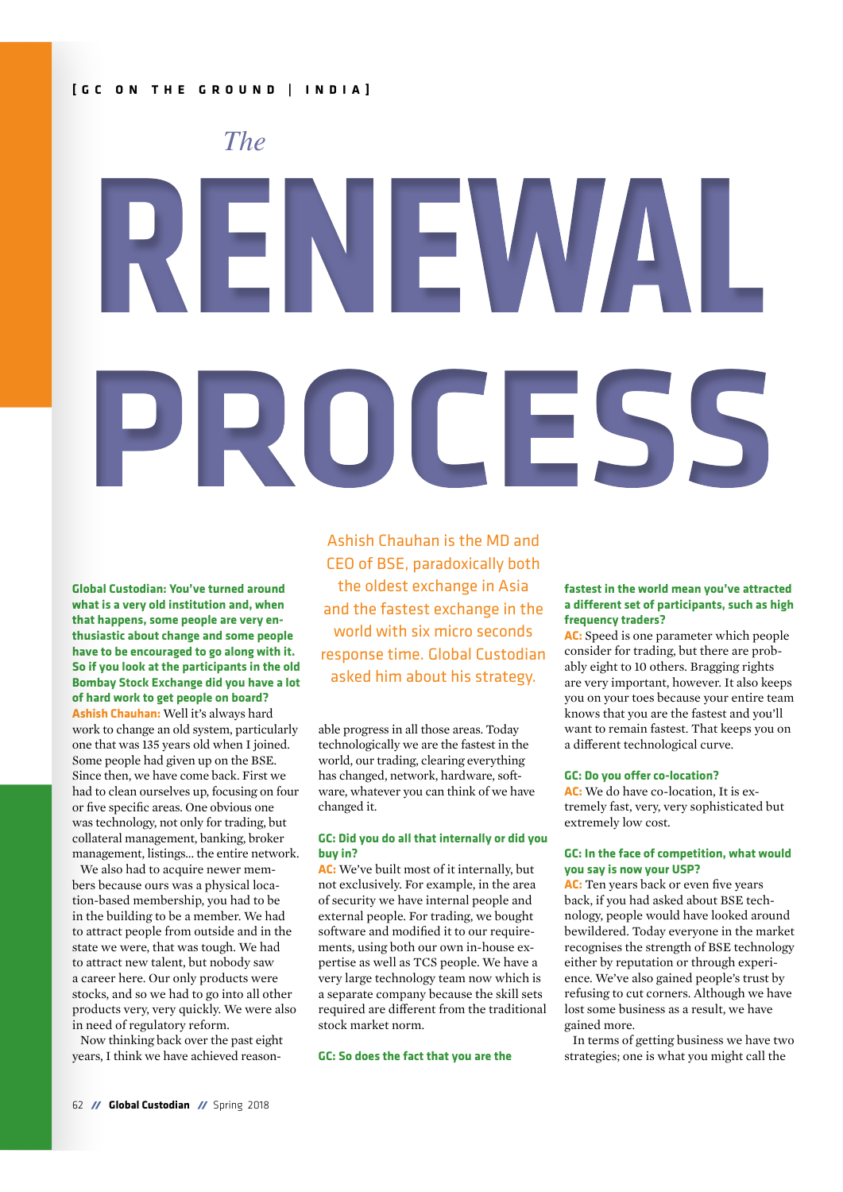[GC ON THE GROUND | INDIA]

# The RENEWAL PROCESS

Ashish Chauhan is the MD and CEO of BSE, paradoxically both the oldest exchange in Asia and the fastest exchange in the world with six micro seconds response time. Global Custodian asked him about his strategy.

**Global Custodian: You've turned around what is a very old institution and, when that happens, some people are very enthusiastic about change and some people have to be encouraged to go along with it. So if you look at the participants in the old Bombay Stock Exchange did you have a lot of hard work to get people on board?**

**Ashish Chauhan:** Well it's always hard work to change an old system, particularly one that was 135 years old when I joined. Some people had given up on the BSE. Since then, we have come back. First we had to clean ourselves up, focusing on four or five specific areas. One obvious one was technology, not only for trading, but collateral management, banking, broker management, listings... the entire network.

We also had to acquire newer members because ours was a physical location-based membership, you had to be in the building to be a member. We had to attract people from outside and in the state we were, that was tough. We had to attract new talent, but nobody saw a career here. Our only products were stocks, and so we had to go into all other products very, very quickly. We were also in need of regulatory reform.

Now thinking back over the past eight years, I think we have achieved reasonable progress in all those areas. Today technologically we are the fastest in the world, our trading, clearing everything has changed, network, hardware, software, whatever you can think of we have changed it.

**GC: Did you do all that internally or did you buy in?**

**AC:** We've built most of it internally, but not exclusively. For example, in the area of security we have internal people and external people. For trading, we bought software and modified it to our requirements, using both our own in-house expertise as well as TCS people. We have a very large technology team now which is a separate company because the skill sets required are different from the traditional stock market norm.

**GC: So does the fact that you are the fastest in the world mean you've attracted a different set of participants, such as high frequency traders?**

**AC:** Speed is one parameter which people consider for trading, but there are probably eight to 10 others. Bragging rights are very important, however. It also keeps you on your toes because your entire team knows that you are the fastest and you'll want to remain fastest. That keeps you on a different technological curve.

**GC: Do you offer co-location?**

**AC:** We do have co-location, It is extremely fast, very, very sophisticated but extremely low cost.

**GC: In the face of competition, what would you say is now your USP?**

**AC:** Ten years back or even five years back, if you had asked about BSE technology, people would have looked around bewildered. Today everyone in the market recognises the strength of BSE technology either by reputation or through experience. We've also gained people's trust by refusing to cut corners. Although we have lost some business as a result, we have gained more.

In terms of getting business we have two strategies; one is what you might call the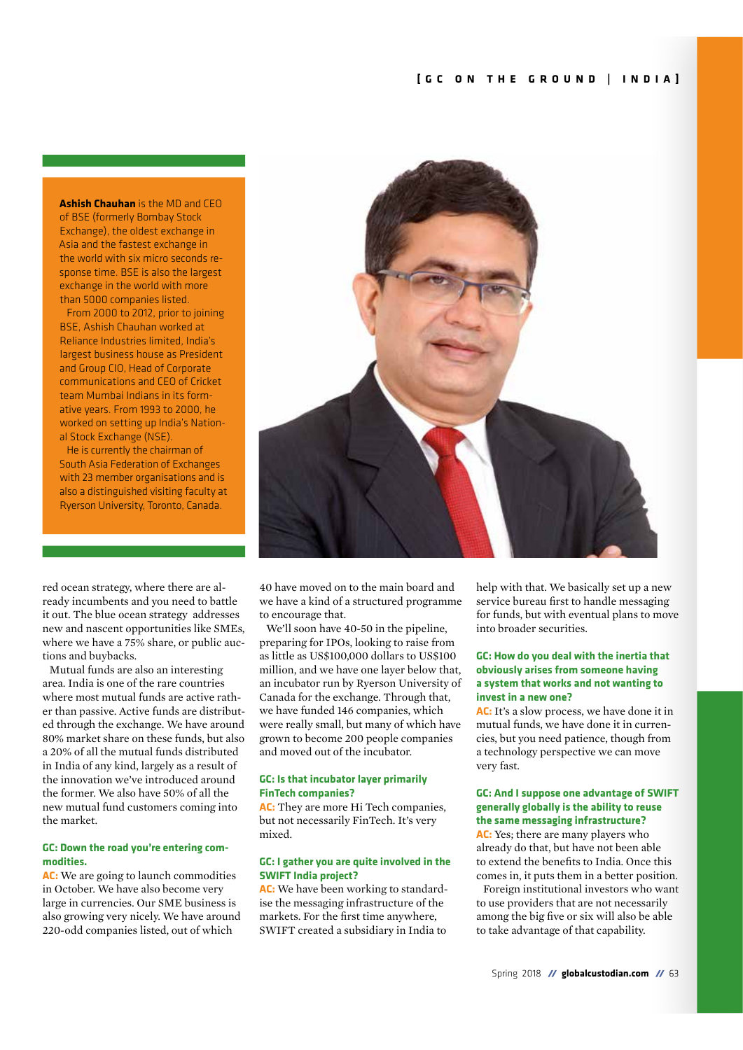**Ashish Chauhan** is the MD and CEO of BSE (formerly Bombay Stock Exchange), the oldest exchange in Asia and the fastest exchange in the world with six micro seconds response time. BSE is also the largest exchange in the world with more than 5000 companies listed.

From 2000 to 2012, prior to joining BSE, Ashish Chauhan worked at Reliance Industries limited, India's largest business house as President and Group CIO, Head of Corporate communications and CEO of Cricket team Mumbai Indians in its formative years. From 1993 to 2000, he worked on setting up India's National Stock Exchange (NSE).

He is currently the chairman of South Asia Federation of Exchanges with 23 member organisations and is also a distinguished visiting faculty at Ryerson University, Toronto, Canada.

red ocean strategy, where there are already incumbents and you need to battle it out. The blue ocean strategy addresses new and nascent opportunities like SMEs, where we have a 75% share, or public auctions and buybacks.

Mutual funds are also an interesting area. India is one of the rare countries where most mutual funds are active rather than passive. Active funds are distributed through the exchange. We have around 80% market share on these funds, but also a 20% of all the mutual funds distributed in India of any kind, largely as a result of the innovation we've introduced around the former. We also have 50% of all the new mutual fund customers coming into the market.

**GC: Down the road you're entering commodities.**

**AC:** We are going to launch commodities in October. We have also become very large in currencies. Our SME business is also growing very nicely. We have around 220-odd companies listed, out of which 40 have moved on to the main board and we have a kind of a structured programme to encourage that.

We'll soon have 40-50 in the pipeline, preparing for IPOs, looking to raise from as little as US$100,000 dollars to US$100 million, and we have one layer below that, an incubator run by Ryerson University of Canada for the exchange. Through that, we have funded 146 companies, which were really small, but many of which have grown to become 200 people companies and moved out of the incubator.

**GC: Is that incubator layer primarily FinTech companies?**

**AC:** They are more Hi Tech companies, but not necessarily FinTech. It's very mixed.

**GC: I gather you are quite involved in the SWIFT India project?**

**AC:** We have been working to standardise the messaging infrastructure of the markets. For the first time anywhere, SWIFT created a subsidiary in India to help with that. We basically set up a new service bureau first to handle messaging for funds, but with eventual plans to move into broader securities.

**GC: How do you deal with the inertia that obviously arises from someone having a system that works and not wanting to invest in a new one?**

**AC:** It's a slow process, we have done it in mutual funds, we have done it in currencies, but you need patience, though from a technology perspective we can move very fast.

**GC: And I suppose one advantage of SWIFT generally globally is the ability to reuse the same messaging infrastructure?**

**AC:** Yes; there are many players who already do that, but have not been able to extend the benefits to India. Once this comes in, it puts them in a better position.

Foreign institutional investors who want to use providers that are not necessarily among the big five or six will also be able to take advantage of that capability.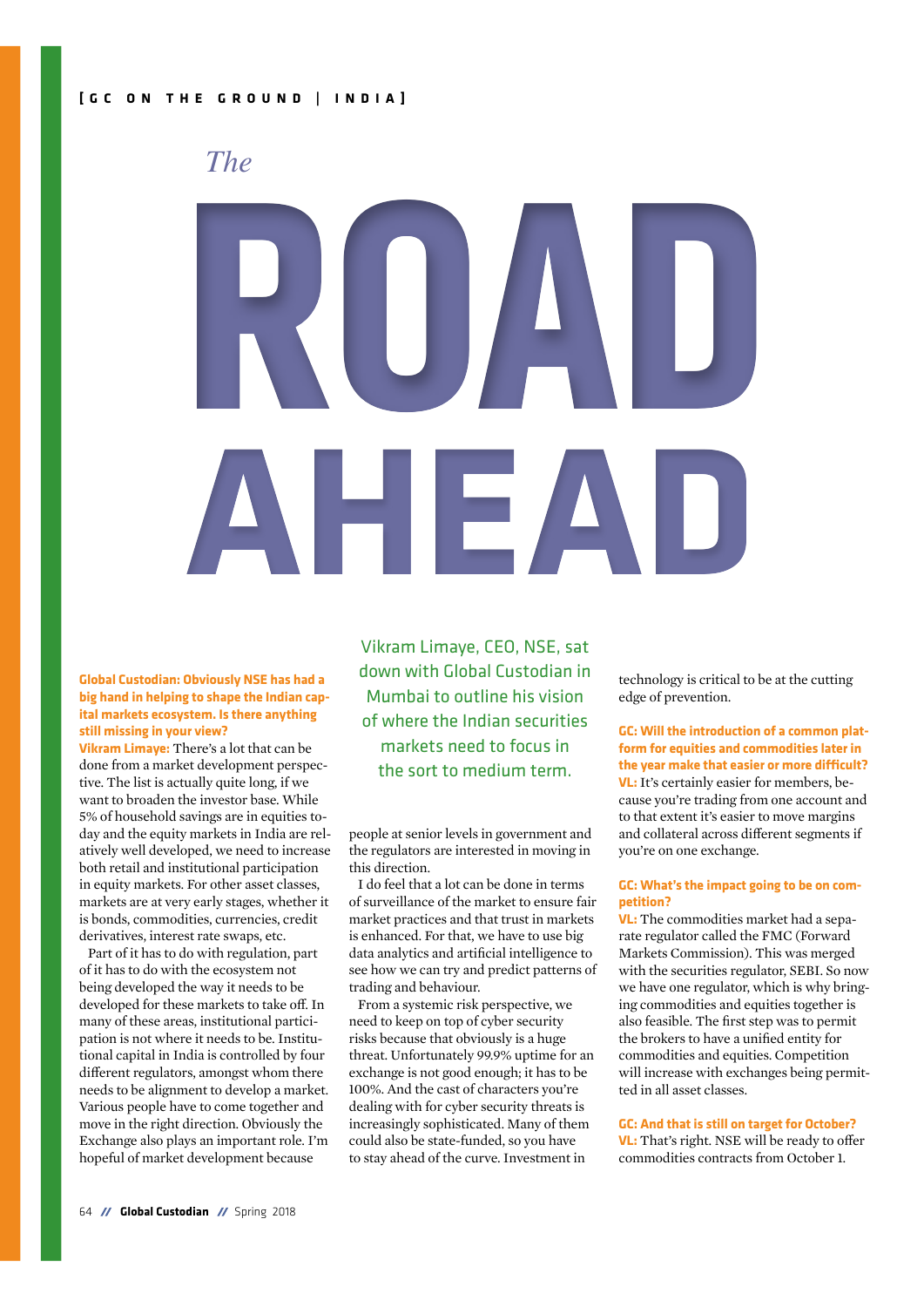[GC ON THE GROUND | INDIA]

# *The* ROAD AHEAD

Vikram Limaye, CEO, NSE, sat down with Global Custodian in Mumbai to outline his vision of where the Indian securities markets need to focus in the sort to medium term.

**Global Custodian: Obviously NSE has had a big hand in helping to shape the Indian capital markets ecosystem. Is there anything still missing in your view?**

**Vikram Limaye:** There's a lot that can be done from a market development perspective. The list is actually quite long, if we want to broaden the investor base. While 5% of household savings are in equities today and the equity markets in India are relatively well developed, we need to increase both retail and institutional participation in equity markets. For other asset classes, markets are at very early stages, whether it is bonds, commodities, currencies, credit derivatives, interest rate swaps, etc.

Part of it has to do with regulation, part of it has to do with the ecosystem not being developed the way it needs to be developed for these markets to take off. In many of these areas, institutional participation is not where it needs to be. Institutional capital in India is controlled by four different regulators, amongst whom there needs to be alignment to develop a market. Various people have to come together and move in the right direction. Obviously the Exchange also plays an important role. I'm hopeful of market development because people at senior levels in government and the regulators are interested in moving in this direction.

I do feel that a lot can be done in terms of surveillance of the market to ensure fair market practices and that trust in markets is enhanced. For that, we have to use big data analytics and artificial intelligence to see how we can try and predict patterns of trading and behaviour.

From a systemic risk perspective, we need to keep on top of cyber security risks because that obviously is a huge threat. Unfortunately 99.9% uptime for an exchange is not good enough; it has to be 100%. And the cast of characters you're dealing with for cyber security threats is increasingly sophisticated. Many of them could also be state-funded, so you have to stay ahead of the curve. Investment in technology is critical to be at the cutting edge of prevention.

**GC: Will the introduction of a common platform for equities and commodities later in the year make that easier or more difficult?**

**VL:** It's certainly easier for members, because you're trading from one account and to that extent it's easier to move margins and collateral across different segments if you're on one exchange.

**GC: What's the impact going to be on competition?**

**VL:** The commodities market had a separate regulator called the FMC (Forward Markets Commission). This was merged with the securities regulator, SEBI. So now we have one regulator, which is why bringing commodities and equities together is also feasible. The first step was to permit the brokers to have a unified entity for commodities and equities. Competition will increase with exchanges being permitted in all asset classes.

**GC: And that is still on target for October?**

**VL:** That's right. NSE will be ready to offer commodities contracts from October 1.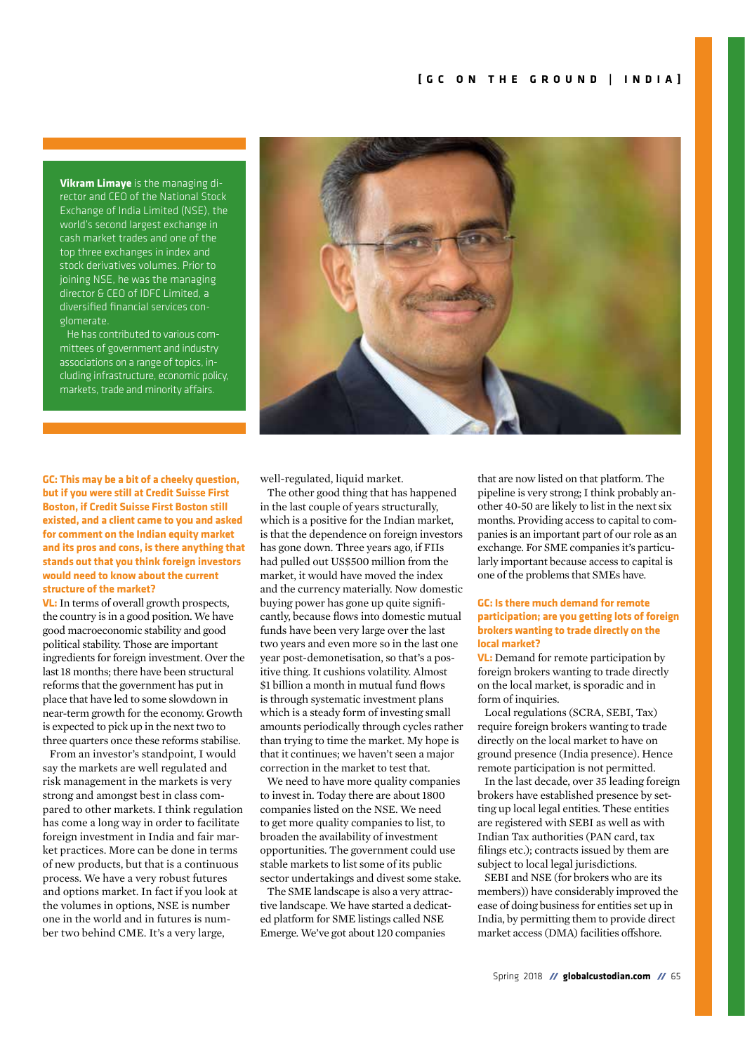**Vikram Limaye** is the managing director and CEO of the National Stock Exchange of India Limited (NSE), the world's second largest exchange in cash market trades and one of the top three exchanges in index and stock derivatives volumes. Prior to joining NSE, he was the managing director & CEO of IDFC Limited, a diversified financial services conglomerate.

He has contributed to various committees of government and industry associations on a range of topics, including infrastructure, economic policy, markets, trade and minority affairs.

**GC: This may be a bit of a cheeky question, but if you were still at Credit Suisse First Boston, if Credit Suisse First Boston still existed, and a client came to you and asked for comment on the Indian equity market and its pros and cons, is there anything that stands out that you think foreign investors would need to know about the current structure of the market?**

**VL:** In terms of overall growth prospects, the country is in a good position. We have good macroeconomic stability and good political stability. Those are important ingredients for foreign investment. Over the last 18 months; there have been structural reforms that the government has put in place that have led to some slowdown in near-term growth for the economy. Growth is expected to pick up in the next two to three quarters once these reforms stabilise.

From an investor's standpoint, I would say the markets are well regulated and risk management in the markets is very strong and amongst best in class compared to other markets. I think regulation has come a long way in order to facilitate foreign investment in India and fair market practices. More can be done in terms of new products, but that is a continuous process. We have a very robust futures and options market. In fact if you look at the volumes in options, NSE is number one in the world and in futures is number two behind CME. It's a very large, well-regulated, liquid market.

The other good thing that has happened in the last couple of years structurally, which is a positive for the Indian market, is that the dependence on foreign investors has gone down. Three years ago, if FIIs had pulled out US$500 million from the market, it would have moved the index and the currency materially. Now domestic buying power has gone up quite significantly, because flows into domestic mutual funds have been very large over the last two years and even more so in the last one year post-demonetisation, so that's a positive thing. It cushions volatility. Almost $1 billion a month in mutual fund flows is through systematic investment plans which is a steady form of investing small amounts periodically through cycles rather than trying to time the market. My hope is that it continues; we haven't seen a major correction in the market to test that.

We need to have more quality companies to invest in. Today there are about 1800 companies listed on the NSE. We need to get more quality companies to list, to broaden the availability of investment opportunities. The government could use stable markets to list some of its public sector undertakings and divest some stake.

The SME landscape is also a very attractive landscape. We have started a dedicated platform for SME listings called NSE Emerge. We've got about 120 companies that are now listed on that platform. The pipeline is very strong; I think probably another 40-50 are likely to list in the next six months. Providing access to capital to companies is an important part of our role as an exchange. For SME companies it's particularly important because access to capital is one of the problems that SMEs have.

**GC: Is there much demand for remote participation; are you getting lots of foreign brokers wanting to trade directly on the local market?**

**VL:** Demand for remote participation by foreign brokers wanting to trade directly on the local market, is sporadic and in form of inquiries.

Local regulations (SCRA, SEBI, Tax) require foreign brokers wanting to trade directly on the local market to have on ground presence (India presence). Hence remote participation is not permitted.

In the last decade, over 35 leading foreign brokers have established presence by setting up local legal entities. These entities are registered with SEBI as well as with Indian Tax authorities (PAN card, tax filings etc.); contracts issued by them are subject to local legal jurisdictions.

SEBI and NSE (for brokers who are its members)) have considerably improved the ease of doing business for entities set up in India, by permitting them to provide direct market access (DMA) facilities offshore.